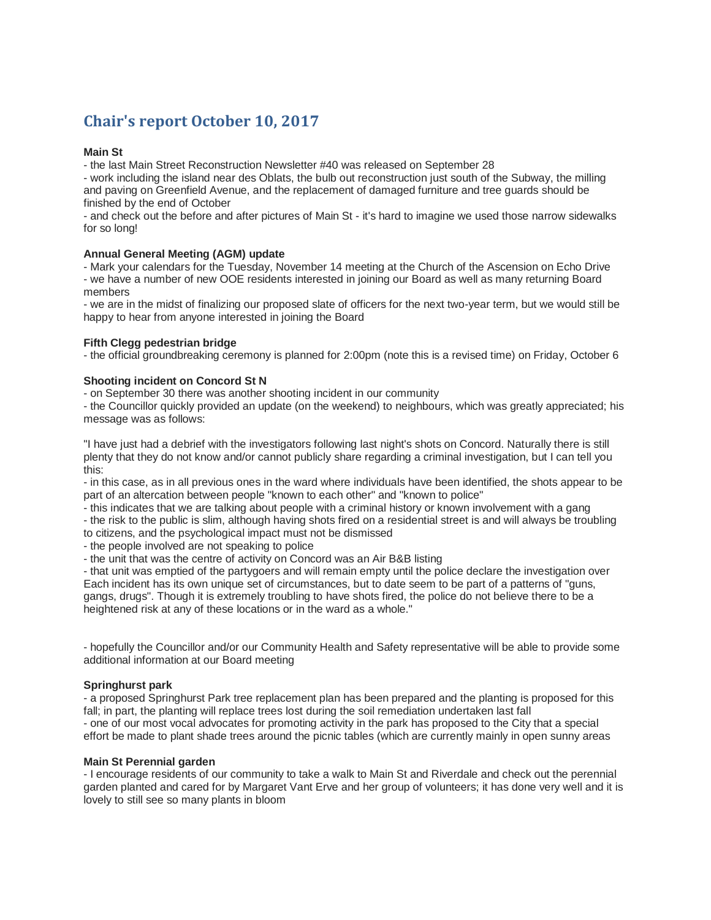# Chair's report October 10, 2017

**Main St**

- the last Main Street Reconstruction Newsletter #40 was released on September 28
- work including the island near des Oblats, the bulb out reconstruction just south of the Subway, the milling and paving on Greenfield Avenue, and the replacement of damaged furniture and tree guards should be finished by the end of October
- and check out the before and after pictures of Main St - it's hard to imagine we used those narrow sidewalks for so long!

**Annual General Meeting (AGM) update**

- Mark your calendars for the Tuesday, November 14 meeting at the Church of the Ascension on Echo Drive
- we have a number of new OOE residents interested in joining our Board as well as many returning Board members
- we are in the midst of finalizing our proposed slate of officers for the next two-year term, but we would still be happy to hear from anyone interested in joining the Board

**Fifth Clegg pedestrian bridge**

- the official groundbreaking ceremony is planned for 2:00pm (note this is a revised time) on Friday, October 6

**Shooting incident on Concord St N**

- on September 30 there was another shooting incident in our community
- the Councillor quickly provided an update (on the weekend) to neighbours, which was greatly appreciated; his message was as follows:

"I have just had a debrief with the investigators following last night's shots on Concord. Naturally there is still plenty that they do not know and/or cannot publicly share regarding a criminal investigation, but I can tell you this:
- in this case, as in all previous ones in the ward where individuals have been identified, the shots appear to be part of an altercation between people "known to each other" and "known to police"
- this indicates that we are talking about people with a criminal history or known involvement with a gang
- the risk to the public is slim, although having shots fired on a residential street is and will always be troubling to citizens, and the psychological impact must not be dismissed
- the people involved are not speaking to police
- the unit that was the centre of activity on Concord was an Air B&B listing
- that unit was emptied of the partygoers and will remain empty until the police declare the investigation over

Each incident has its own unique set of circumstances, but to date seem to be part of a patterns of "guns, gangs, drugs". Though it is extremely troubling to have shots fired, the police do not believe there to be a heightened risk at any of these locations or in the ward as a whole."

- hopefully the Councillor and/or our Community Health and Safety representative will be able to provide some additional information at our Board meeting

**Springhurst park**

- a proposed Springhurst Park tree replacement plan has been prepared and the planting is proposed for this fall; in part, the planting will replace trees lost during the soil remediation undertaken last fall
- one of our most vocal advocates for promoting activity in the park has proposed to the City that a special effort be made to plant shade trees around the picnic tables (which are currently mainly in open sunny areas

**Main St Perennial garden**

- I encourage residents of our community to take a walk to Main St and Riverdale and check out the perennial garden planted and cared for by Margaret Vant Erve and her group of volunteers; it has done very well and it is lovely to still see so many plants in bloom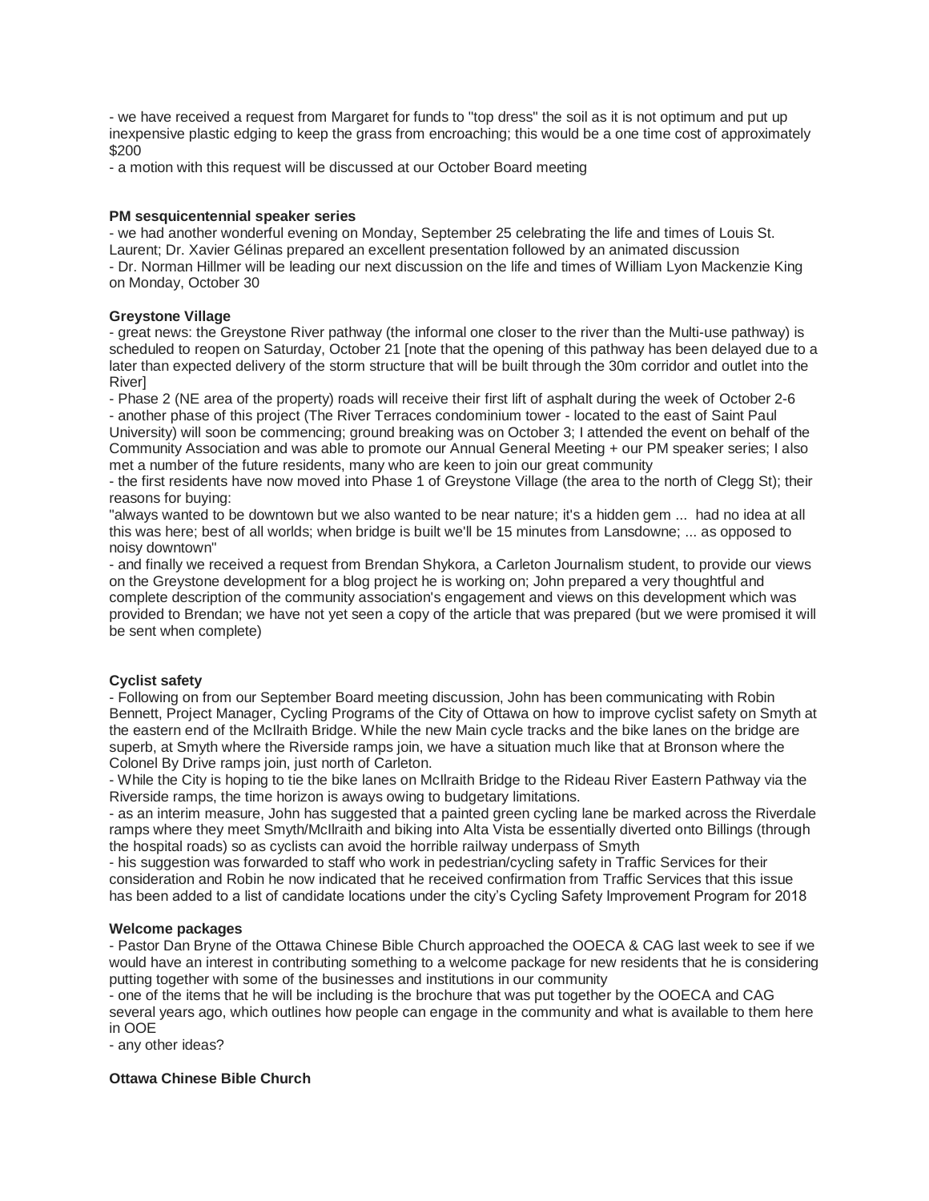- we have received a request from Margaret for funds to "top dress" the soil as it is not optimum and put up inexpensive plastic edging to keep the grass from encroaching; this would be a one time cost of approximately $200

- a motion with this request will be discussed at our October Board meeting

**PM sesquicentennial speaker series**

- we had another wonderful evening on Monday, September 25 celebrating the life and times of Louis St. Laurent; Dr. Xavier Gélinas prepared an excellent presentation followed by an animated discussion
- Dr. Norman Hillmer will be leading our next discussion on the life and times of William Lyon Mackenzie King on Monday, October 30

**Greystone Village**

- great news: the Greystone River pathway (the informal one closer to the river than the Multi-use pathway) is scheduled to reopen on Saturday, October 21 [note that the opening of this pathway has been delayed due to a later than expected delivery of the storm structure that will be built through the 30m corridor and outlet into the River]
- Phase 2 (NE area of the property) roads will receive their first lift of asphalt during the week of October 2-6
- another phase of this project (The River Terraces condominium tower - located to the east of Saint Paul University) will soon be commencing; ground breaking was on October 3; I attended the event on behalf of the Community Association and was able to promote our Annual General Meeting + our PM speaker series; I also met a number of the future residents, many who are keen to join our great community
- the first residents have now moved into Phase 1 of Greystone Village (the area to the north of Clegg St); their reasons for buying:
"always wanted to be downtown but we also wanted to be near nature; it's a hidden gem ... had no idea at all this was here; best of all worlds; when bridge is built we'll be 15 minutes from Lansdowne; ... as opposed to noisy downtown"
- and finally we received a request from Brendan Shykora, a Carleton Journalism student, to provide our views on the Greystone development for a blog project he is working on; John prepared a very thoughtful and complete description of the community association's engagement and views on this development which was provided to Brendan; we have not yet seen a copy of the article that was prepared (but we were promised it will be sent when complete)

**Cyclist safety**

- Following on from our September Board meeting discussion, John has been communicating with Robin Bennett, Project Manager, Cycling Programs of the City of Ottawa on how to improve cyclist safety on Smyth at the eastern end of the McIlraith Bridge. While the new Main cycle tracks and the bike lanes on the bridge are superb, at Smyth where the Riverside ramps join, we have a situation much like that at Bronson where the Colonel By Drive ramps join, just north of Carleton.
- While the City is hoping to tie the bike lanes on McIlraith Bridge to the Rideau River Eastern Pathway via the Riverside ramps, the time horizon is aways owing to budgetary limitations.
- as an interim measure, John has suggested that a painted green cycling lane be marked across the Riverdale ramps where they meet Smyth/McIlraith and biking into Alta Vista be essentially diverted onto Billings (through the hospital roads) so as cyclists can avoid the horrible railway underpass of Smyth
- his suggestion was forwarded to staff who work in pedestrian/cycling safety in Traffic Services for their consideration and Robin he now indicated that he received confirmation from Traffic Services that this issue has been added to a list of candidate locations under the city's Cycling Safety Improvement Program for 2018

**Welcome packages**

- Pastor Dan Bryne of the Ottawa Chinese Bible Church approached the OOECA & CAG last week to see if we would have an interest in contributing something to a welcome package for new residents that he is considering putting together with some of the businesses and institutions in our community
- one of the items that he will be including is the brochure that was put together by the OOECA and CAG several years ago, which outlines how people can engage in the community and what is available to them here in OOE
- any other ideas?

**Ottawa Chinese Bible Church**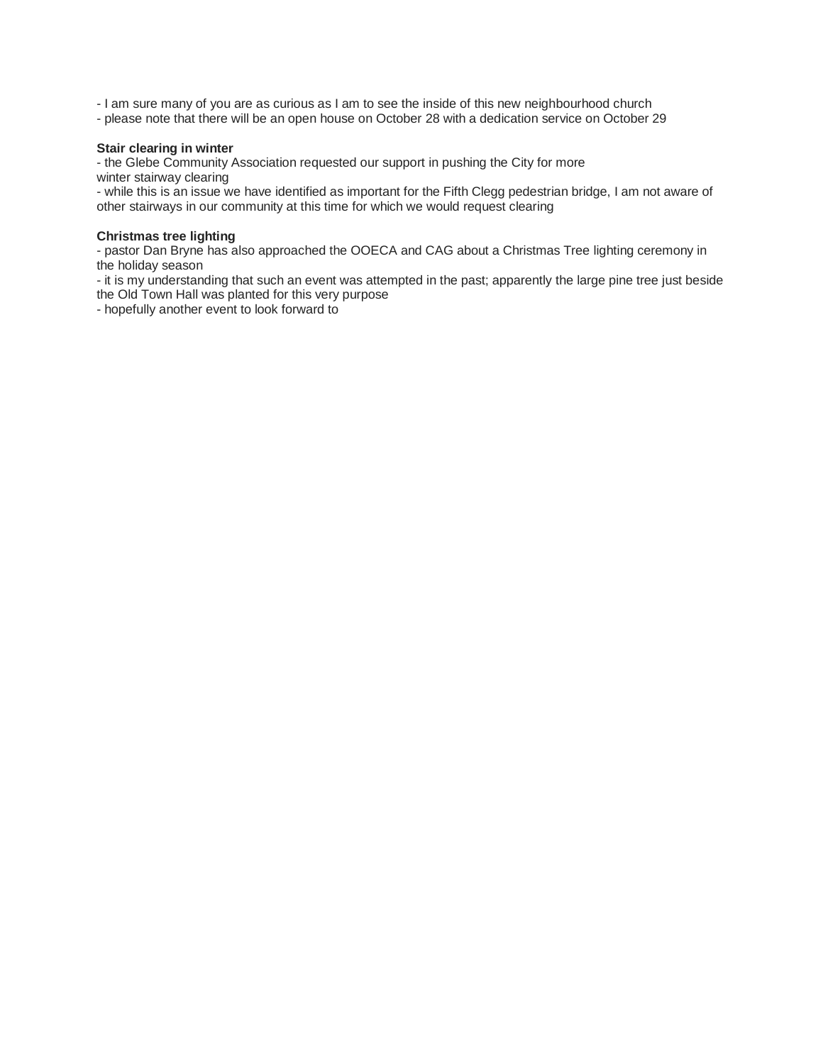- I am sure many of you are as curious as I am to see the inside of this new neighbourhood church
- please note that there will be an open house on October 28 with a dedication service on October 29

**Stair clearing in winter**
- the Glebe Community Association requested our support in pushing the City for more winter stairway clearing
- while this is an issue we have identified as important for the Fifth Clegg pedestrian bridge, I am not aware of other stairways in our community at this time for which we would request clearing

**Christmas tree lighting**
- pastor Dan Bryne has also approached the OOECA and CAG about a Christmas Tree lighting ceremony in the holiday season
- it is my understanding that such an event was attempted in the past; apparently the large pine tree just beside the Old Town Hall was planted for this very purpose
- hopefully another event to look forward to